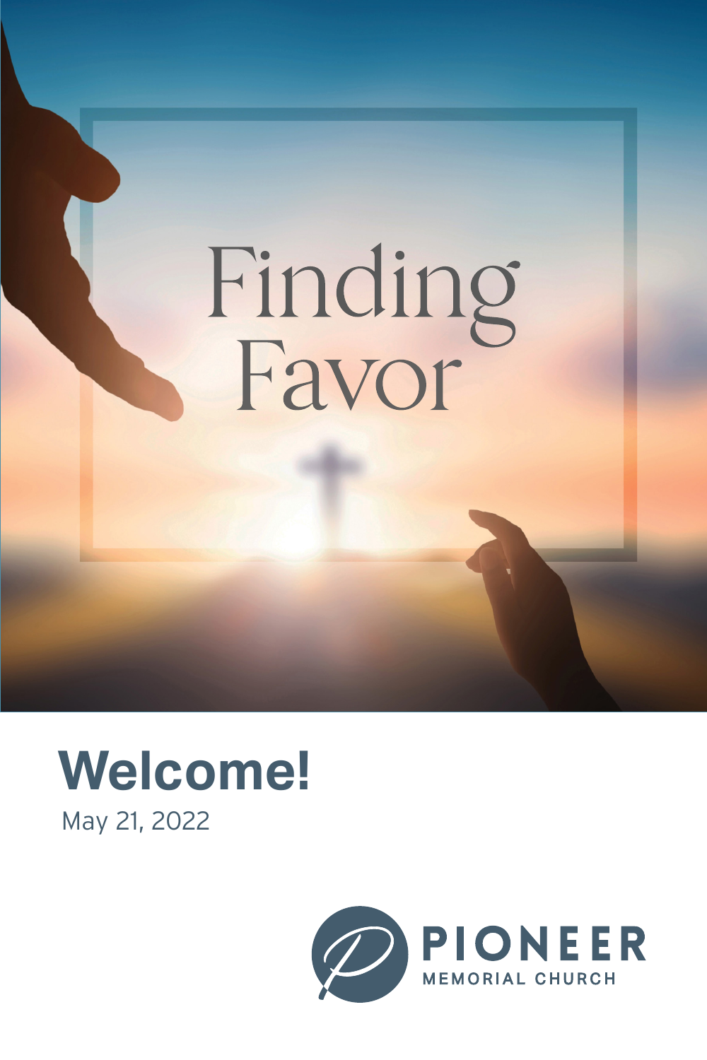# Finding Favor

## Welcome!

May 21, 2022

PIONEER MEMORIAL CHURCH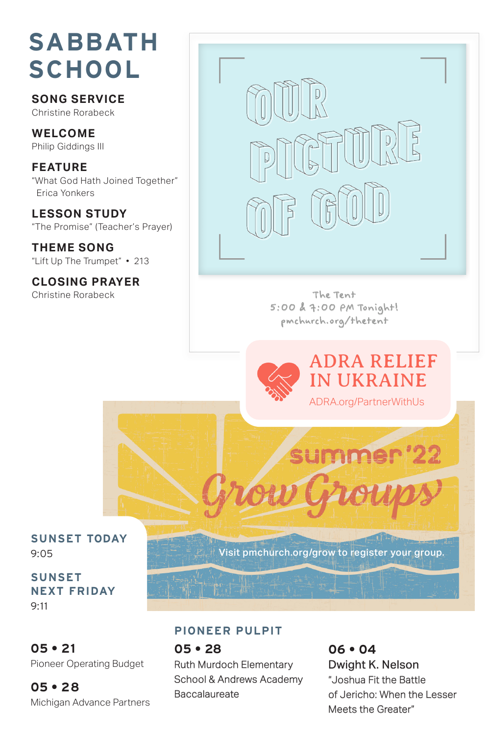# SABBATH SCHOOL

**SONG SERVICE**
Christine Rorabeck

**WELCOME**
Philip Giddings III

**FEATURE**
"What God Hath Joined Together"
Erica Yonkers

**LESSON STUDY**
"The Promise" (Teacher's Prayer)

**THEME SONG**
"Lift Up The Trumpet" • 213

**CLOSING PRAYER**
Christine Rorabeck

## OUR PICTURE OF GOD

The Tent
5:00 & 7:00 PM Tonight!
pmchurch.org/thetent

## ADRA RELIEF IN UKRAINE

ADRA.org/PartnerWithUs

## summer '22 Grow Groups

Visit pmchurch.org/grow to register your group.

**SUNSET TODAY**
9:05

**SUNSET NEXT FRIDAY**
9:11

**05 • 21**
Pioneer Operating Budget

**05 • 28**
Michigan Advance Partners

## PIONEER PULPIT

**05 • 28**
Ruth Murdoch Elementary School & Andrews Academy Baccalaureate

**06 • 04**
Dwight K. Nelson
"Joshua Fit the Battle of Jericho: When the Lesser Meets the Greater"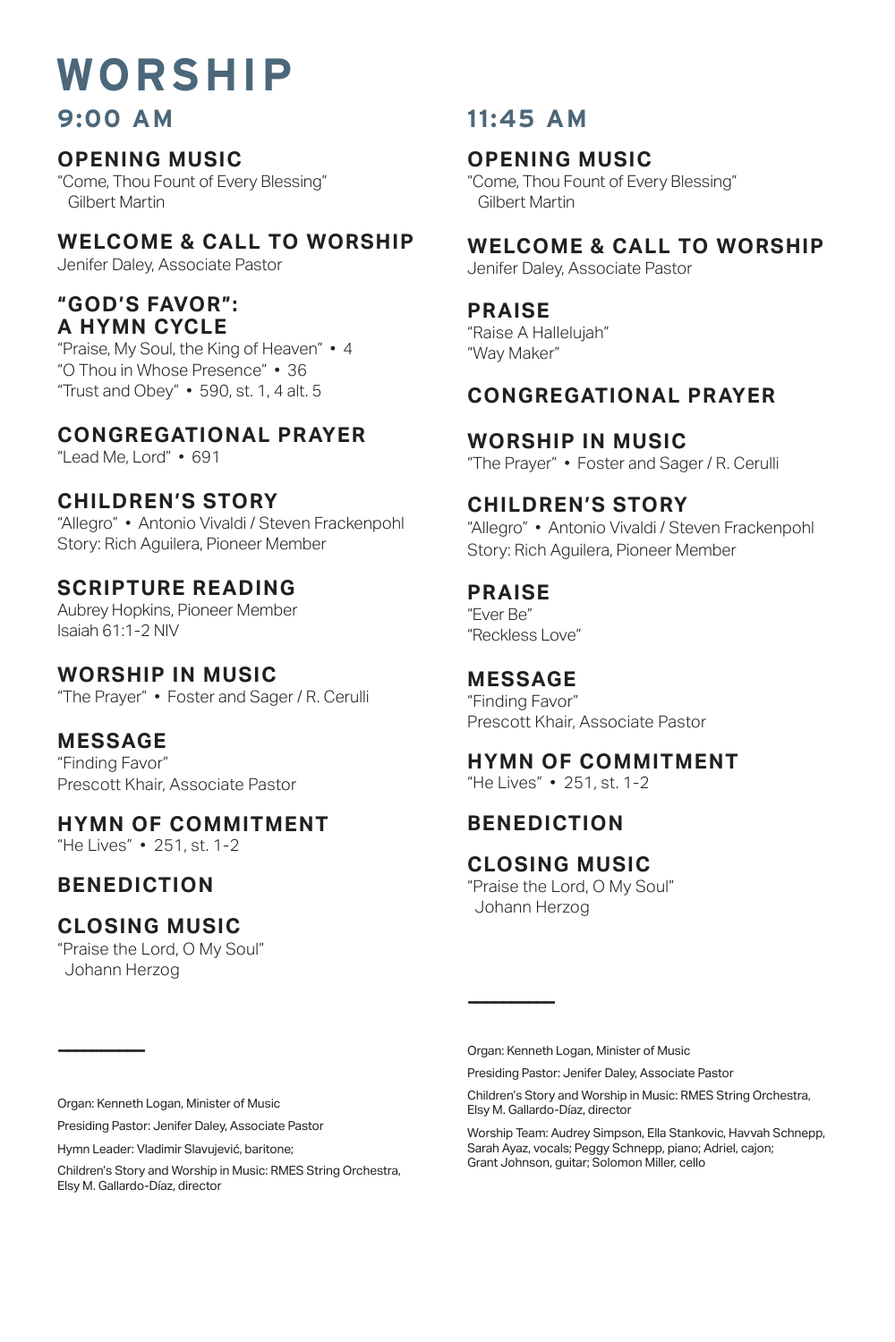# WORSHIP

## 9:00 AM

### OPENING MUSIC

"Come, Thou Fount of Every Blessing"
Gilbert Martin

### WELCOME & CALL TO WORSHIP

Jenifer Daley, Associate Pastor

### "GOD'S FAVOR": A HYMN CYCLE

"Praise, My Soul, the King of Heaven" • 4
"O Thou in Whose Presence" • 36
"Trust and Obey" • 590, st. 1, 4 alt. 5

### CONGREGATIONAL PRAYER

"Lead Me, Lord" • 691

### CHILDREN'S STORY

"Allegro" • Antonio Vivaldi / Steven Frackenpohl
Story: Rich Aguilera, Pioneer Member

### SCRIPTURE READING

Aubrey Hopkins, Pioneer Member
Isaiah 61:1-2 NIV

### WORSHIP IN MUSIC

"The Prayer" • Foster and Sager / R. Cerulli

### MESSAGE

"Finding Favor"
Prescott Khair, Associate Pastor

### HYMN OF COMMITMENT

"He Lives" • 251, st. 1-2

### BENEDICTION

### CLOSING MUSIC

"Praise the Lord, O My Soul"
Johann Herzog

---

Organ: Kenneth Logan, Minister of Music

Presiding Pastor: Jenifer Daley, Associate Pastor

Hymn Leader: Vladimir Slavujević, baritone;

Children's Story and Worship in Music: RMES String Orchestra, Elsy M. Gallardo-Díaz, director

## 11:45 AM

### OPENING MUSIC

"Come, Thou Fount of Every Blessing"
Gilbert Martin

### WELCOME & CALL TO WORSHIP

Jenifer Daley, Associate Pastor

### PRAISE

"Raise A Hallelujah"
"Way Maker"

### CONGREGATIONAL PRAYER

### WORSHIP IN MUSIC

"The Prayer" • Foster and Sager / R. Cerulli

### CHILDREN'S STORY

"Allegro" • Antonio Vivaldi / Steven Frackenpohl
Story: Rich Aguilera, Pioneer Member

### PRAISE

"Ever Be"
"Reckless Love"

### MESSAGE

"Finding Favor"
Prescott Khair, Associate Pastor

### HYMN OF COMMITMENT

"He Lives" • 251, st. 1-2

### BENEDICTION

### CLOSING MUSIC

"Praise the Lord, O My Soul"
Johann Herzog

---

Organ: Kenneth Logan, Minister of Music

Presiding Pastor: Jenifer Daley, Associate Pastor

Children's Story and Worship in Music: RMES String Orchestra, Elsy M. Gallardo-Díaz, director

Worship Team: Audrey Simpson, Ella Stankovic, Havvah Schnepp, Sarah Ayaz, vocals; Peggy Schnepp, piano; Adriel, cajon; Grant Johnson, guitar; Solomon Miller, cello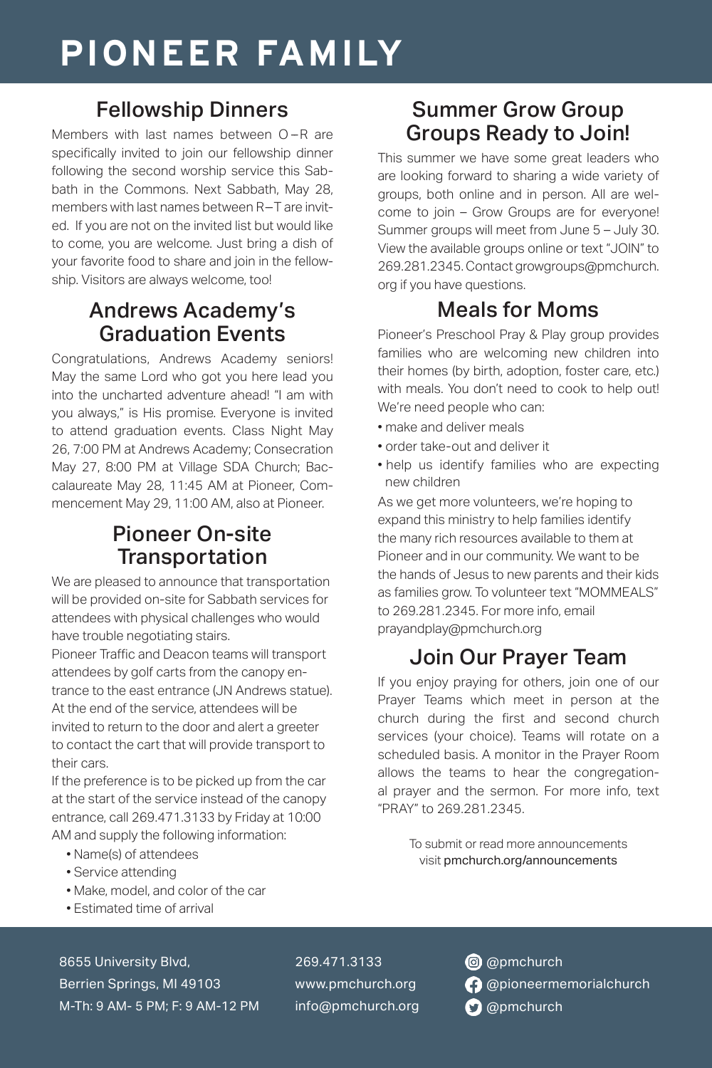# PIONEER FAMILY

## Fellowship Dinners

Members with last names between O–R are specifically invited to join our fellowship dinner following the second worship service this Sabbath in the Commons. Next Sabbath, May 28, members with last names between R–T are invited. If you are not on the invited list but would like to come, you are welcome. Just bring a dish of your favorite food to share and join in the fellowship. Visitors are always welcome, too!

## Andrews Academy's Graduation Events

Congratulations, Andrews Academy seniors! May the same Lord who got you here lead you into the uncharted adventure ahead! "I am with you always," is His promise. Everyone is invited to attend graduation events. Class Night May 26, 7:00 PM at Andrews Academy; Consecration May 27, 8:00 PM at Village SDA Church; Baccalaureate May 28, 11:45 AM at Pioneer, Commencement May 29, 11:00 AM, also at Pioneer.

## Pioneer On-site Transportation

We are pleased to announce that transportation will be provided on-site for Sabbath services for attendees with physical challenges who would have trouble negotiating stairs.

Pioneer Traffic and Deacon teams will transport attendees by golf carts from the canopy entrance to the east entrance (JN Andrews statue). At the end of the service, attendees will be invited to return to the door and alert a greeter to contact the cart that will provide transport to their cars.

If the preference is to be picked up from the car at the start of the service instead of the canopy entrance, call 269.471.3133 by Friday at 10:00 AM and supply the following information:

- Name(s) of attendees
- Service attending
- Make, model, and color of the car
- Estimated time of arrival

## Summer Grow Group Groups Ready to Join!

This summer we have some great leaders who are looking forward to sharing a wide variety of groups, both online and in person. All are welcome to join – Grow Groups are for everyone! Summer groups will meet from June 5 – July 30. View the available groups online or text "JOIN" to 269.281.2345. Contact growgroups@pmchurch.org if you have questions.

## Meals for Moms

Pioneer's Preschool Pray & Play group provides families who are welcoming new children into their homes (by birth, adoption, foster care, etc.) with meals. You don't need to cook to help out! We're need people who can:

- make and deliver meals
- order take-out and deliver it
- help us identify families who are expecting new children

As we get more volunteers, we're hoping to expand this ministry to help families identify the many rich resources available to them at Pioneer and in our community. We want to be the hands of Jesus to new parents and their kids as families grow. To volunteer text "MOMMEALS" to 269.281.2345. For more info, email prayandplay@pmchurch.org

## Join Our Prayer Team

If you enjoy praying for others, join one of our Prayer Teams which meet in person at the church during the first and second church services (your choice). Teams will rotate on a scheduled basis. A monitor in the Prayer Room allows the teams to hear the congregational prayer and the sermon. For more info, text "PRAY" to 269.281.2345.

To submit or read more announcements visit pmchurch.org/announcements

8655 University Blvd,
Berrien Springs, MI 49103
M-Th: 9 AM- 5 PM; F: 9 AM-12 PM

269.471.3133
www.pmchurch.org
info@pmchurch.org

@pmchurch
@pioneermemorialchurch
@pmchurch